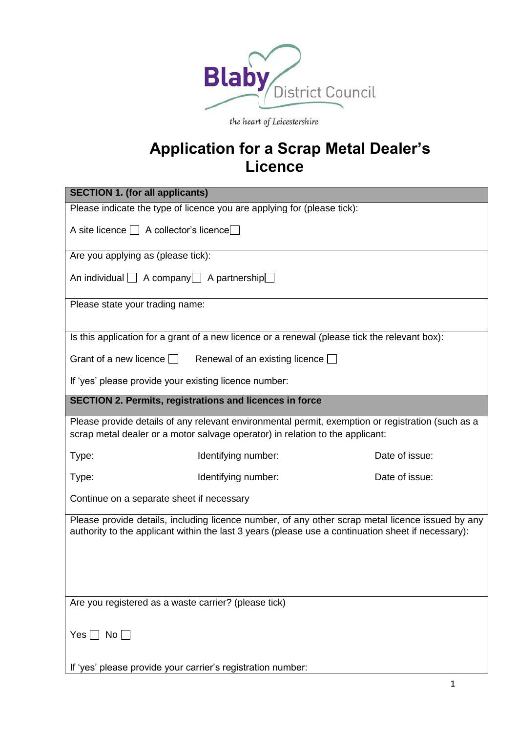Blaby District Council

*the heart of Leicestershire*

# Application for a Scrap Metal Dealer's Licence

## SECTION 1. (for all applicants)

Please indicate the type of licence you are applying for (please tick):

A site licence ☐ A collector's licence ☐

Are you applying as (please tick):

An individual ☐ A company ☐ A partnership ☐

Please state your trading name:

Is this application for a grant of a new licence or a renewal (please tick the relevant box):

Grant of a new licence ☐ Renewal of an existing licence ☐

If 'yes' please provide your existing licence number:

## SECTION 2. Permits, registrations and licences in force

Please provide details of any relevant environmental permit, exemption or registration (such as a scrap metal dealer or a motor salvage operator) in relation to the applicant:

| Type: | Identifying number: | Date of issue: |
|---|---|---|
| Type: | Identifying number: | Date of issue: |

Continue on a separate sheet if necessary

Please provide details, including licence number, of any other scrap metal licence issued by any authority to the applicant within the last 3 years (please use a continuation sheet if necessary):

Are you registered as a waste carrier? (please tick)

Yes ☐ No ☐

If 'yes' please provide your carrier's registration number: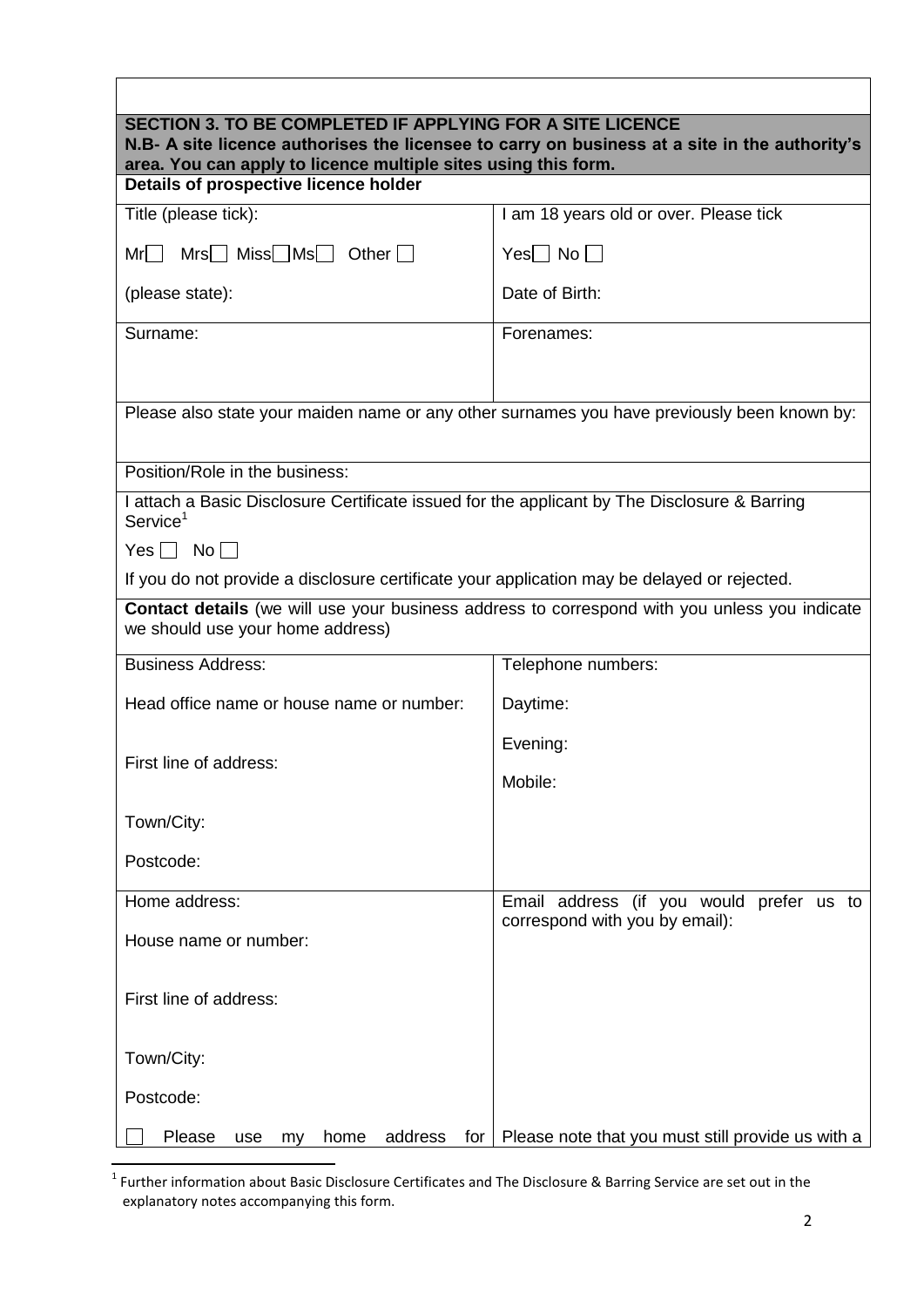## SECTION 3. TO BE COMPLETED IF APPLYING FOR A SITE LICENCE

**N.B- A site licence authorises the licensee to carry on business at a site in the authority's area. You can apply to licence multiple sites using this form.**

**Details of prospective licence holder**

| Title (please tick):<br><br>Mr ☐ Mrs ☐ Miss ☐ Ms ☐ Other ☐<br><br>(please state): | I am 18 years old or over. Please tick<br><br>Yes ☐ No ☐<br><br>Date of Birth: |
|---|---|
| Surname: | Forenames: |
| Please also state your maiden name or any other surnames you have previously been known by: | |
| Position/Role in the business: | |
| I attach a Basic Disclosure Certificate issued for the applicant by The Disclosure & Barring Service[1]<br><br>Yes ☐ No ☐<br><br>If you do not provide a disclosure certificate your application may be delayed or rejected. | |
| **Contact details** (we will use your business address to correspond with you unless you indicate we should use your home address) | |
| Business Address:<br><br>Head office name or house name or number:<br><br>First line of address:<br><br>Town/City:<br><br>Postcode: | Telephone numbers:<br><br>Daytime:<br><br>Evening:<br><br>Mobile: |
| Home address:<br><br>House name or number:<br><br>First line of address:<br><br>Town/City:<br><br>Postcode:<br><br>☐ Please use my home address for | Email address (if you would prefer us to correspond with you by email):<br><br>Please note that you must still provide us with a |

[1] Further information about Basic Disclosure Certificates and The Disclosure & Barring Service are set out in the explanatory notes accompanying this form.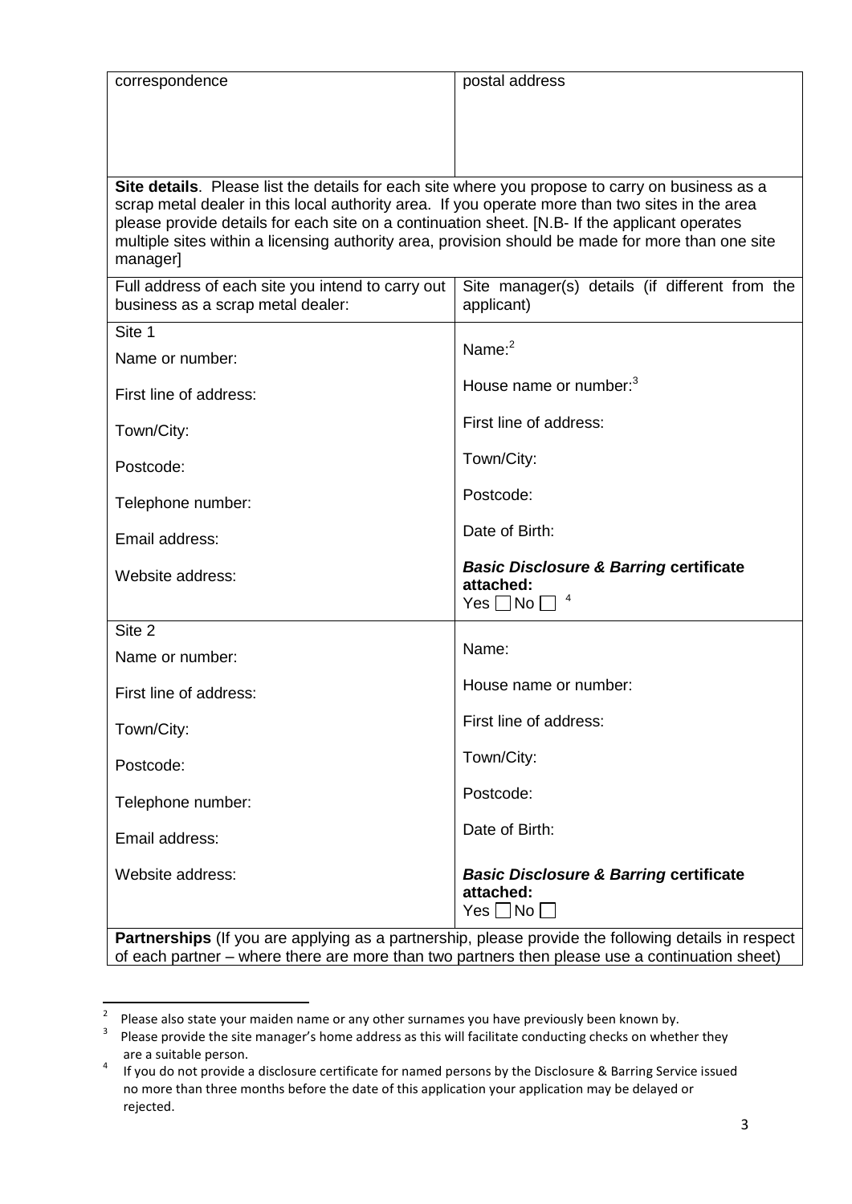| correspondence | postal address |
|---|---|

**Site details**. Please list the details for each site where you propose to carry on business as a scrap metal dealer in this local authority area. If you operate more than two sites in the area please provide details for each site on a continuation sheet. [N.B- If the applicant operates multiple sites within a licensing authority area, provision should be made for more than one site manager]

| Full address of each site you intend to carry out business as a scrap metal dealer: | Site manager(s) details (if different from the applicant) |
|---|---|
| Site 1<br>Name or number:<br>First line of address:<br>Town/City:<br>Postcode:<br>Telephone number:<br>Email address:<br>Website address: | Name:[2]<br>House name or number:[3]<br>First line of address:<br>Town/City:<br>Postcode:<br>Date of Birth:<br>***Basic Disclosure & Barring* certificate attached:**<br>Yes ☐ No ☐ [4] |
| Site 2<br>Name or number:<br>First line of address:<br>Town/City:<br>Postcode:<br>Telephone number:<br>Email address:<br>Website address: | Name:<br>House name or number:<br>First line of address:<br>Town/City:<br>Postcode:<br>Date of Birth:<br>***Basic Disclosure & Barring* certificate attached:**<br>Yes ☐ No ☐ |

**Partnerships** (If you are applying as a partnership, please provide the following details in respect of each partner – where there are more than two partners then please use a continuation sheet)

---

[2] Please also state your maiden name or any other surnames you have previously been known by.

[3] Please provide the site manager's home address as this will facilitate conducting checks on whether they are a suitable person.

[4] If you do not provide a disclosure certificate for named persons by the Disclosure & Barring Service issued no more than three months before the date of this application your application may be delayed or rejected.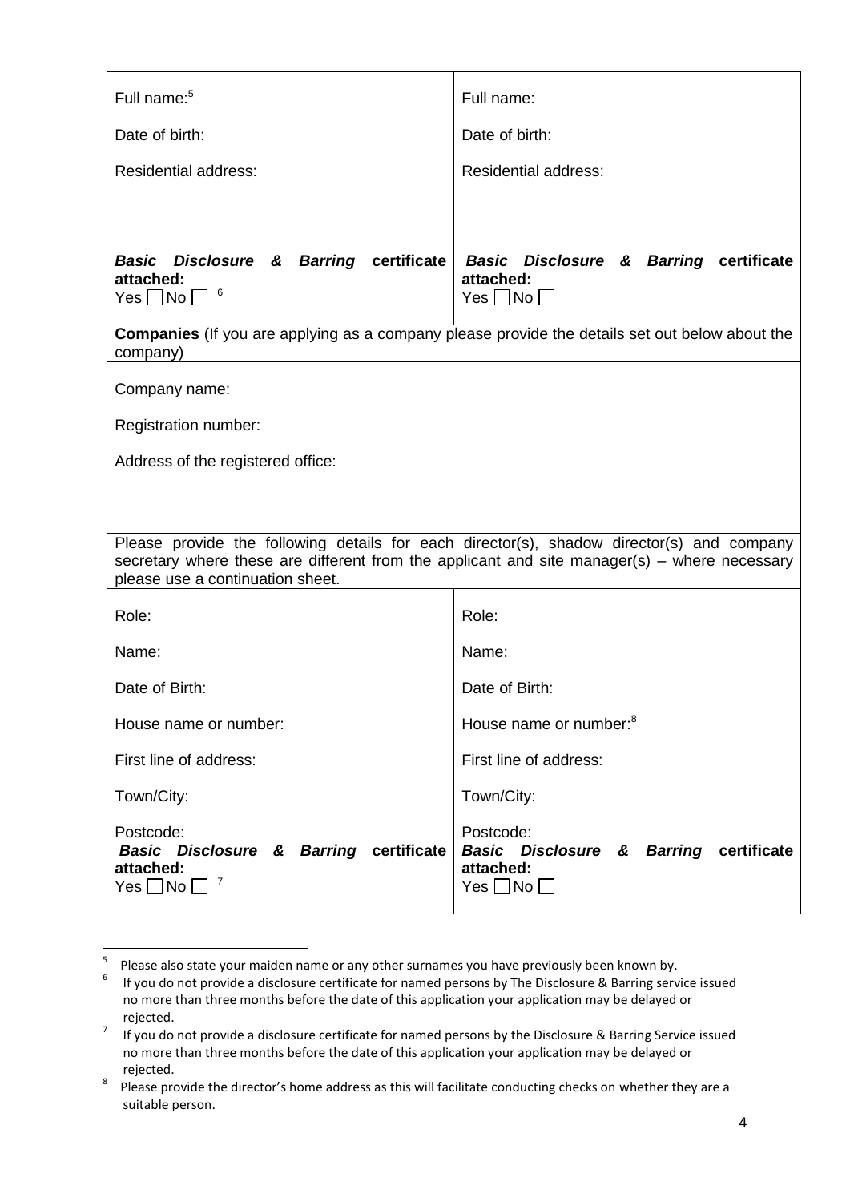| Full name:[5] | Full name: |
|---|---|
| Date of birth: | Date of birth: |
| Residential address: | Residential address: |
| ***Basic Disclosure & Barring* certificate attached:** Yes ☐ No ☐ [6] | ***Basic Disclosure & Barring* certificate attached:** Yes ☐ No ☐ |

| **Companies** (If you are applying as a company please provide the details set out below about the company) |
|---|
| Company name: |
| Registration number: |
| Address of the registered office: |

| Please provide the following details for each director(s), shadow director(s) and company secretary where these are different from the applicant and site manager(s) – where necessary please use a continuation sheet. | |
|---|---|
| Role: | Role: |
| Name: | Name: |
| Date of Birth: | Date of Birth: |
| House name or number: | House name or number:[8] |
| First line of address: | First line of address: |
| Town/City: | Town/City: |
| Postcode: | Postcode: |
| ***Basic Disclosure & Barring* certificate attached:** Yes ☐ No ☐ [7] | ***Basic Disclosure & Barring* certificate attached:** Yes ☐ No ☐ |

[5] Please also state your maiden name or any other surnames you have previously been known by.

[6] If you do not provide a disclosure certificate for named persons by The Disclosure & Barring service issued no more than three months before the date of this application your application may be delayed or rejected.

[7] If you do not provide a disclosure certificate for named persons by the Disclosure & Barring Service issued no more than three months before the date of this application your application may be delayed or rejected.

[8] Please provide the director's home address as this will facilitate conducting checks on whether they are a suitable person.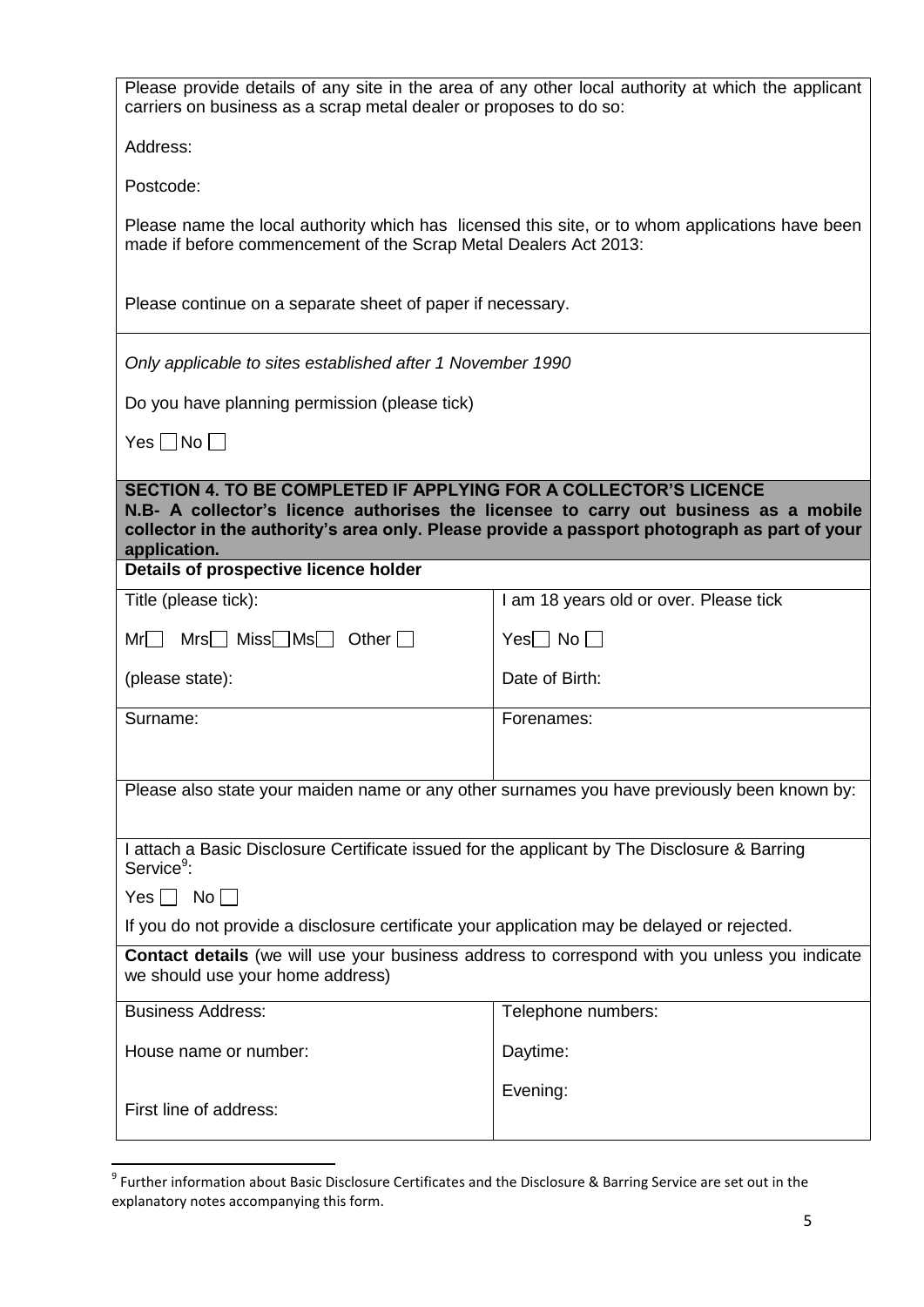Please provide details of any site in the area of any other local authority at which the applicant carriers on business as a scrap metal dealer or proposes to do so:

Address:

Postcode:

Please name the local authority which has licensed this site, or to whom applications have been made if before commencement of the Scrap Metal Dealers Act 2013:

Please continue on a separate sheet of paper if necessary.

*Only applicable to sites established after 1 November 1990*

Do you have planning permission (please tick)

Yes ☐ No ☐

## SECTION 4. TO BE COMPLETED IF APPLYING FOR A COLLECTOR'S LICENCE

**N.B- A collector's licence authorises the licensee to carry out business as a mobile collector in the authority's area only. Please provide a passport photograph as part of your application.**

**Details of prospective licence holder**

| | |
|---|---|
| Title (please tick):<br><br>Mr☐ Mrs☐ Miss☐Ms☐ Other ☐<br><br>(please state): | I am 18 years old or over. Please tick<br><br>Yes☐ No ☐<br><br>Date of Birth: |
| Surname: | Forenames: |

Please also state your maiden name or any other surnames you have previously been known by:

I attach a Basic Disclosure Certificate issued for the applicant by The Disclosure & Barring Service[9]:

Yes ☐ No ☐

If you do not provide a disclosure certificate your application may be delayed or rejected.

**Contact details** (we will use your business address to correspond with you unless you indicate we should use your home address)

| | |
|---|---|
| Business Address:<br><br>House name or number:<br><br>First line of address: | Telephone numbers:<br><br>Daytime:<br><br>Evening: |

[9] Further information about Basic Disclosure Certificates and the Disclosure & Barring Service are set out in the explanatory notes accompanying this form.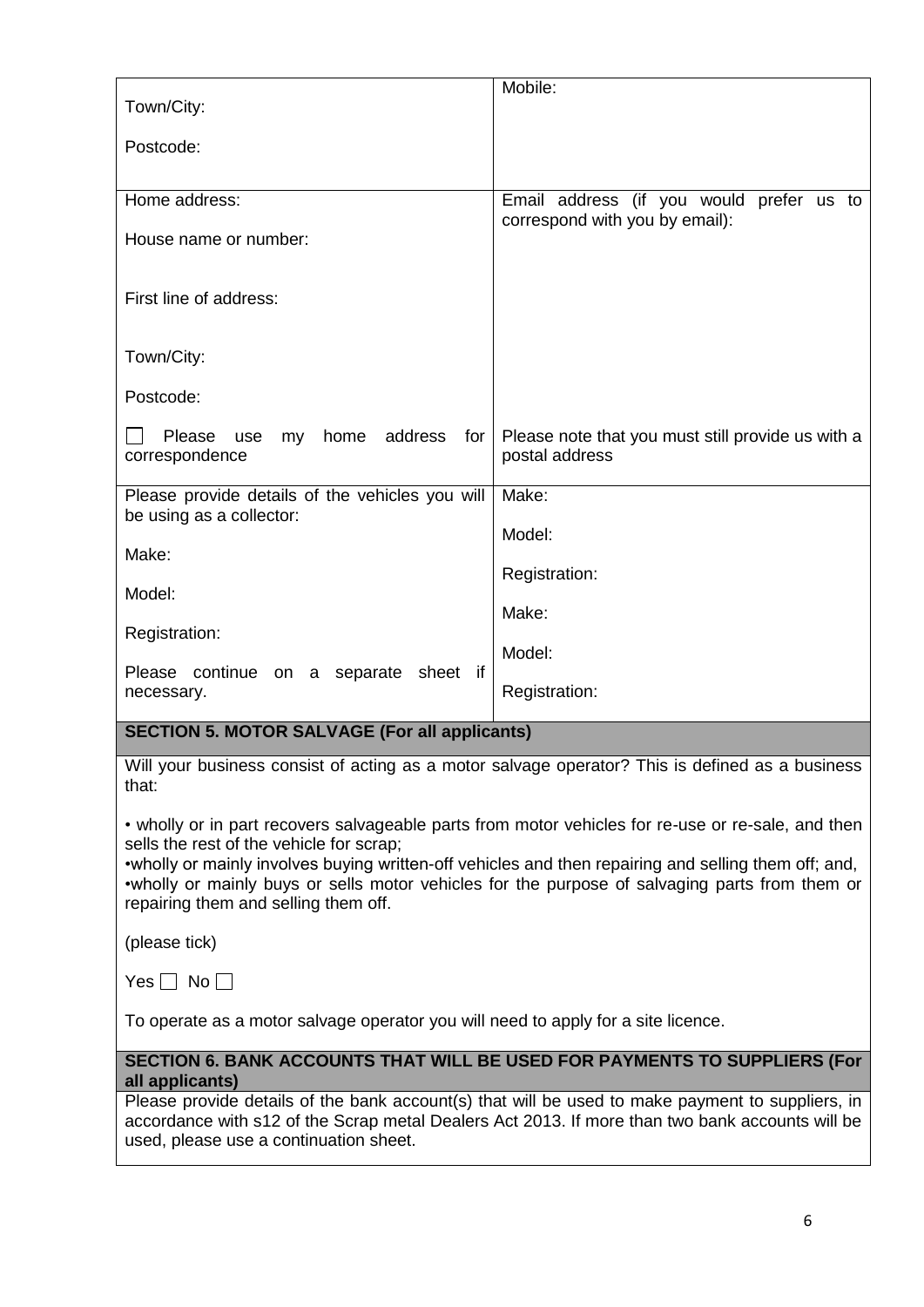| Town/City:<br><br>Postcode: | Mobile: |
|---|---|
| Home address:<br><br>House name or number:<br><br>First line of address:<br><br>Town/City:<br><br>Postcode:<br><br>☐ Please use my home address for correspondence | Email address (if you would prefer us to correspond with you by email):<br><br>Please note that you must still provide us with a postal address |
| Please provide details of the vehicles you will be using as a collector:<br><br>Make:<br><br>Model:<br><br>Registration:<br><br>Please continue on a separate sheet if necessary. | Make:<br><br>Model:<br><br>Registration:<br><br>Make:<br><br>Model:<br><br>Registration: |

## SECTION 5. MOTOR SALVAGE (For all applicants)

Will your business consist of acting as a motor salvage operator? This is defined as a business that:

- wholly or in part recovers salvageable parts from motor vehicles for re-use or re-sale, and then sells the rest of the vehicle for scrap;
- wholly or mainly involves buying written-off vehicles and then repairing and selling them off; and,
- wholly or mainly buys or sells motor vehicles for the purpose of salvaging parts from them or repairing them and selling them off.

(please tick)

Yes ☐ No ☐

To operate as a motor salvage operator you will need to apply for a site licence.

## SECTION 6. BANK ACCOUNTS THAT WILL BE USED FOR PAYMENTS TO SUPPLIERS (For all applicants)

Please provide details of the bank account(s) that will be used to make payment to suppliers, in accordance with s12 of the Scrap metal Dealers Act 2013. If more than two bank accounts will be used, please use a continuation sheet.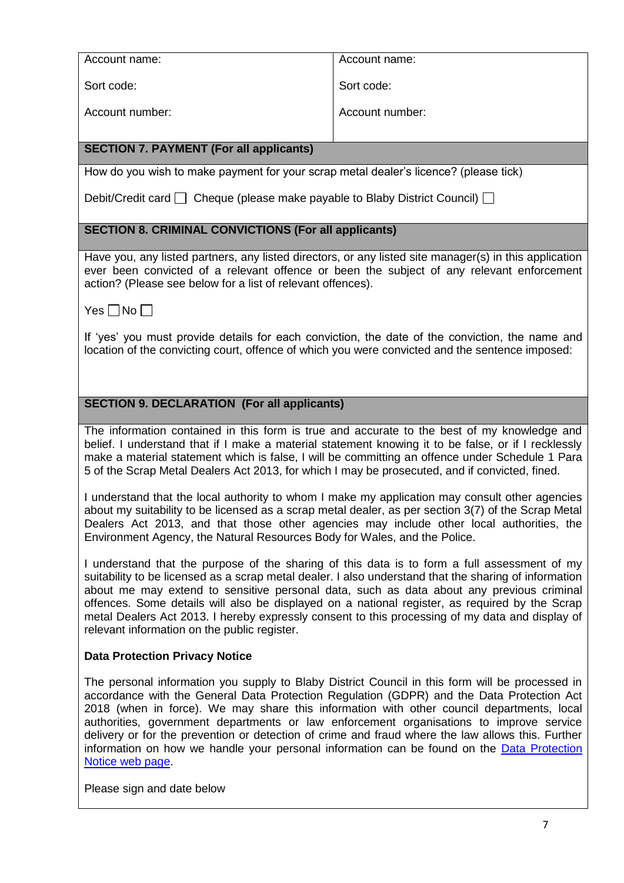| Account name: | Account name: |
|---|---|
| Sort code: | Sort code: |
| Account number: | Account number: |

## SECTION 7. PAYMENT (For all applicants)

How do you wish to make payment for your scrap metal dealer's licence? (please tick)

Debit/Credit card ☐ Cheque (please make payable to Blaby District Council) ☐

## SECTION 8. CRIMINAL CONVICTIONS (For all applicants)

Have you, any listed partners, any listed directors, or any listed site manager(s) in this application ever been convicted of a relevant offence or been the subject of any relevant enforcement action? (Please see below for a list of relevant offences).

Yes ☐ No ☐

If 'yes' you must provide details for each conviction, the date of the conviction, the name and location of the convicting court, offence of which you were convicted and the sentence imposed:

## SECTION 9. DECLARATION (For all applicants)

The information contained in this form is true and accurate to the best of my knowledge and belief. I understand that if I make a material statement knowing it to be false, or if I recklessly make a material statement which is false, I will be committing an offence under Schedule 1 Para 5 of the Scrap Metal Dealers Act 2013, for which I may be prosecuted, and if convicted, fined.

I understand that the local authority to whom I make my application may consult other agencies about my suitability to be licensed as a scrap metal dealer, as per section 3(7) of the Scrap Metal Dealers Act 2013, and that those other agencies may include other local authorities, the Environment Agency, the Natural Resources Body for Wales, and the Police.

I understand that the purpose of the sharing of this data is to form a full assessment of my suitability to be licensed as a scrap metal dealer. I also understand that the sharing of information about me may extend to sensitive personal data, such as data about any previous criminal offences. Some details will also be displayed on a national register, as required by the Scrap metal Dealers Act 2013. I hereby expressly consent to this processing of my data and display of relevant information on the public register.

**Data Protection Privacy Notice**

The personal information you supply to Blaby District Council in this form will be processed in accordance with the General Data Protection Regulation (GDPR) and the Data Protection Act 2018 (when in force). We may share this information with other council departments, local authorities, government departments or law enforcement organisations to improve service delivery or for the prevention or detection of crime and fraud where the law allows this. Further information on how we handle your personal information can be found on the Data Protection Notice web page.

Please sign and date below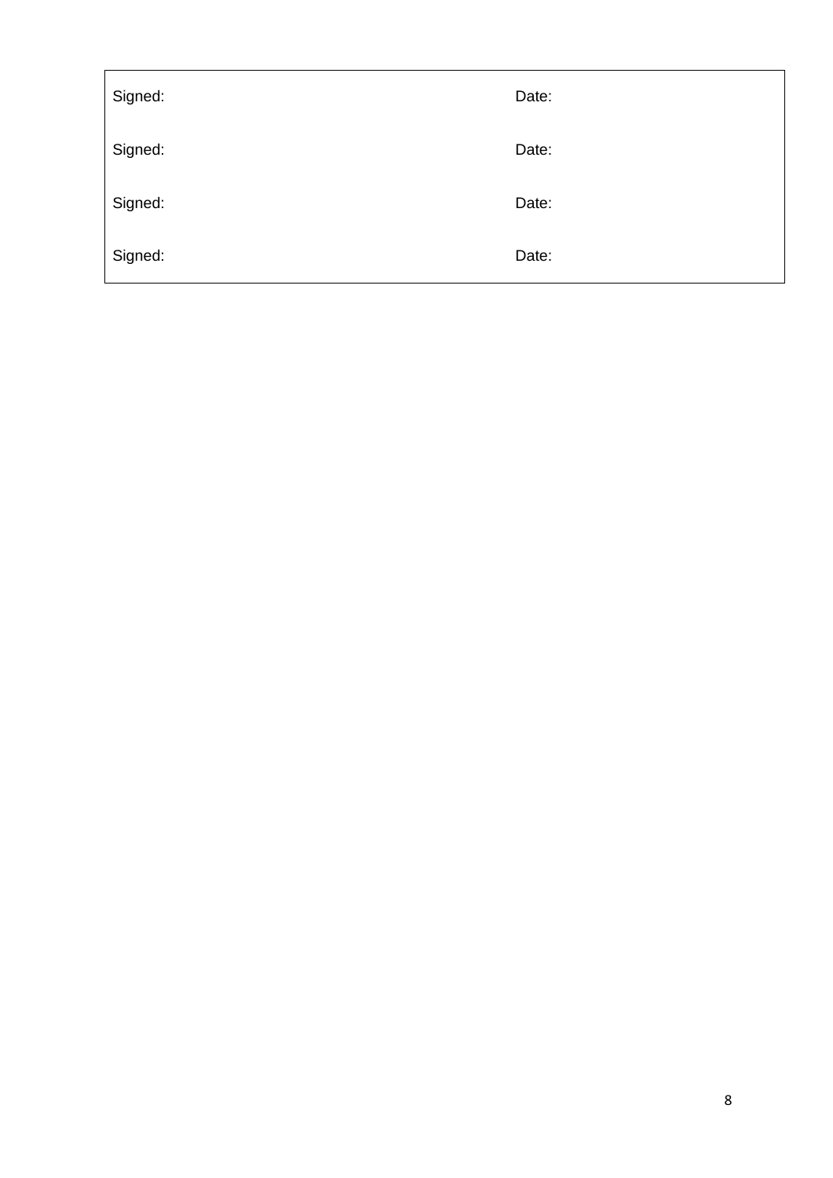| Signed: | Date: |
| --- | --- |
| Signed: | Date: |
| Signed: | Date: |
| Signed: | Date: |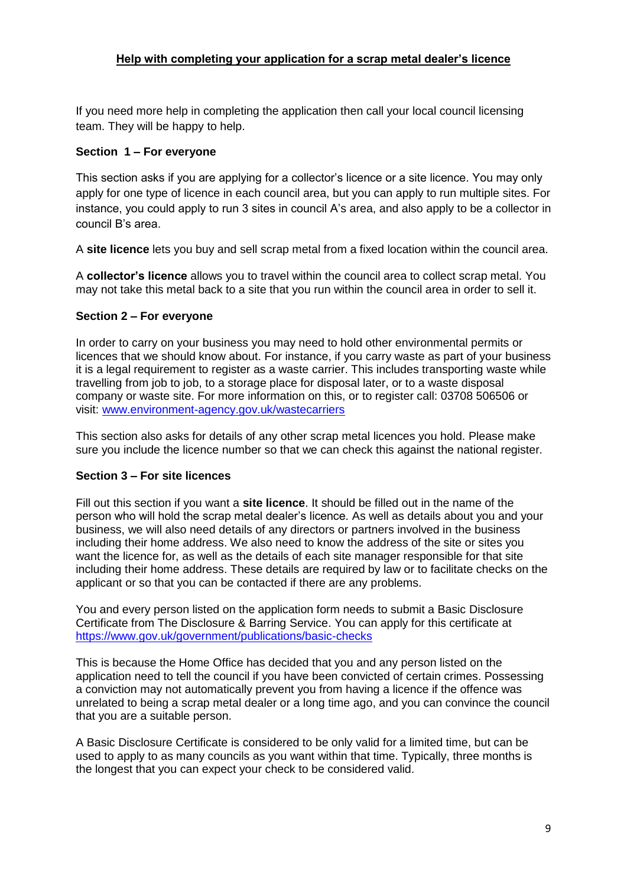## Help with completing your application for a scrap metal dealer's licence

If you need more help in completing the application then call your local council licensing team. They will be happy to help.

### Section 1 – For everyone

This section asks if you are applying for a collector's licence or a site licence. You may only apply for one type of licence in each council area, but you can apply to run multiple sites. For instance, you could apply to run 3 sites in council A's area, and also apply to be a collector in council B's area.

A **site licence** lets you buy and sell scrap metal from a fixed location within the council area.

A **collector's licence** allows you to travel within the council area to collect scrap metal. You may not take this metal back to a site that you run within the council area in order to sell it.

### Section 2 – For everyone

In order to carry on your business you may need to hold other environmental permits or licences that we should know about. For instance, if you carry waste as part of your business it is a legal requirement to register as a waste carrier. This includes transporting waste while travelling from job to job, to a storage place for disposal later, or to a waste disposal company or waste site. For more information on this, or to register call: 03708 506506 or visit: [www.environment-agency.gov.uk/wastecarriers](http://www.environment-agency.gov.uk/wastecarriers)

This section also asks for details of any other scrap metal licences you hold. Please make sure you include the licence number so that we can check this against the national register.

### Section 3 – For site licences

Fill out this section if you want a **site licence**. It should be filled out in the name of the person who will hold the scrap metal dealer's licence. As well as details about you and your business, we will also need details of any directors or partners involved in the business including their home address. We also need to know the address of the site or sites you want the licence for, as well as the details of each site manager responsible for that site including their home address. These details are required by law or to facilitate checks on the applicant or so that you can be contacted if there are any problems.

You and every person listed on the application form needs to submit a Basic Disclosure Certificate from The Disclosure & Barring Service. You can apply for this certificate at [https://www.gov.uk/government/publications/basic-checks](https://www.gov.uk/government/publications/basic-checks)

This is because the Home Office has decided that you and any person listed on the application need to tell the council if you have been convicted of certain crimes. Possessing a conviction may not automatically prevent you from having a licence if the offence was unrelated to being a scrap metal dealer or a long time ago, and you can convince the council that you are a suitable person.

A Basic Disclosure Certificate is considered to be only valid for a limited time, but can be used to apply to as many councils as you want within that time. Typically, three months is the longest that you can expect your check to be considered valid.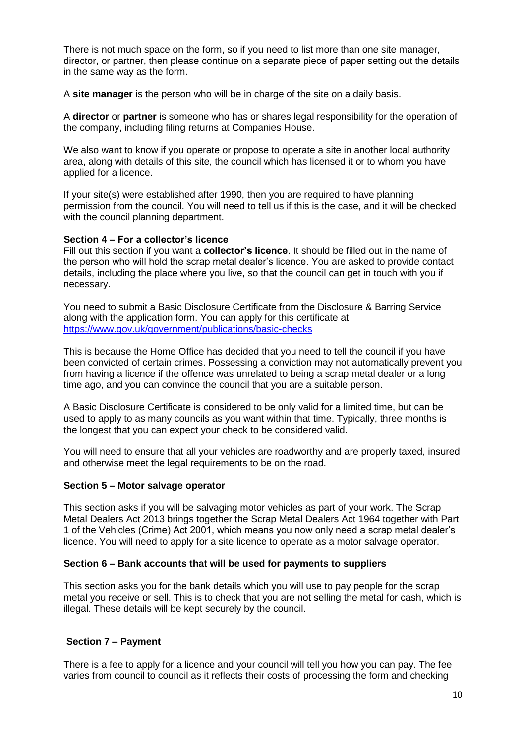There is not much space on the form, so if you need to list more than one site manager, director, or partner, then please continue on a separate piece of paper setting out the details in the same way as the form.

A **site manager** is the person who will be in charge of the site on a daily basis.

A **director** or **partner** is someone who has or shares legal responsibility for the operation of the company, including filing returns at Companies House.

We also want to know if you operate or propose to operate a site in another local authority area, along with details of this site, the council which has licensed it or to whom you have applied for a licence.

If your site(s) were established after 1990, then you are required to have planning permission from the council. You will need to tell us if this is the case, and it will be checked with the council planning department.

**Section 4 – For a collector's licence**

Fill out this section if you want a **collector's licence**. It should be filled out in the name of the person who will hold the scrap metal dealer's licence. You are asked to provide contact details, including the place where you live, so that the council can get in touch with you if necessary.

You need to submit a Basic Disclosure Certificate from the Disclosure & Barring Service along with the application form. You can apply for this certificate at https://www.gov.uk/government/publications/basic-checks

This is because the Home Office has decided that you need to tell the council if you have been convicted of certain crimes. Possessing a conviction may not automatically prevent you from having a licence if the offence was unrelated to being a scrap metal dealer or a long time ago, and you can convince the council that you are a suitable person.

A Basic Disclosure Certificate is considered to be only valid for a limited time, but can be used to apply to as many councils as you want within that time. Typically, three months is the longest that you can expect your check to be considered valid.

You will need to ensure that all your vehicles are roadworthy and are properly taxed, insured and otherwise meet the legal requirements to be on the road.

**Section 5 – Motor salvage operator**

This section asks if you will be salvaging motor vehicles as part of your work. The Scrap Metal Dealers Act 2013 brings together the Scrap Metal Dealers Act 1964 together with Part 1 of the Vehicles (Crime) Act 2001, which means you now only need a scrap metal dealer's licence. You will need to apply for a site licence to operate as a motor salvage operator.

**Section 6 – Bank accounts that will be used for payments to suppliers**

This section asks you for the bank details which you will use to pay people for the scrap metal you receive or sell. This is to check that you are not selling the metal for cash, which is illegal. These details will be kept securely by the council.

**Section 7 – Payment**

There is a fee to apply for a licence and your council will tell you how you can pay. The fee varies from council to council as it reflects their costs of processing the form and checking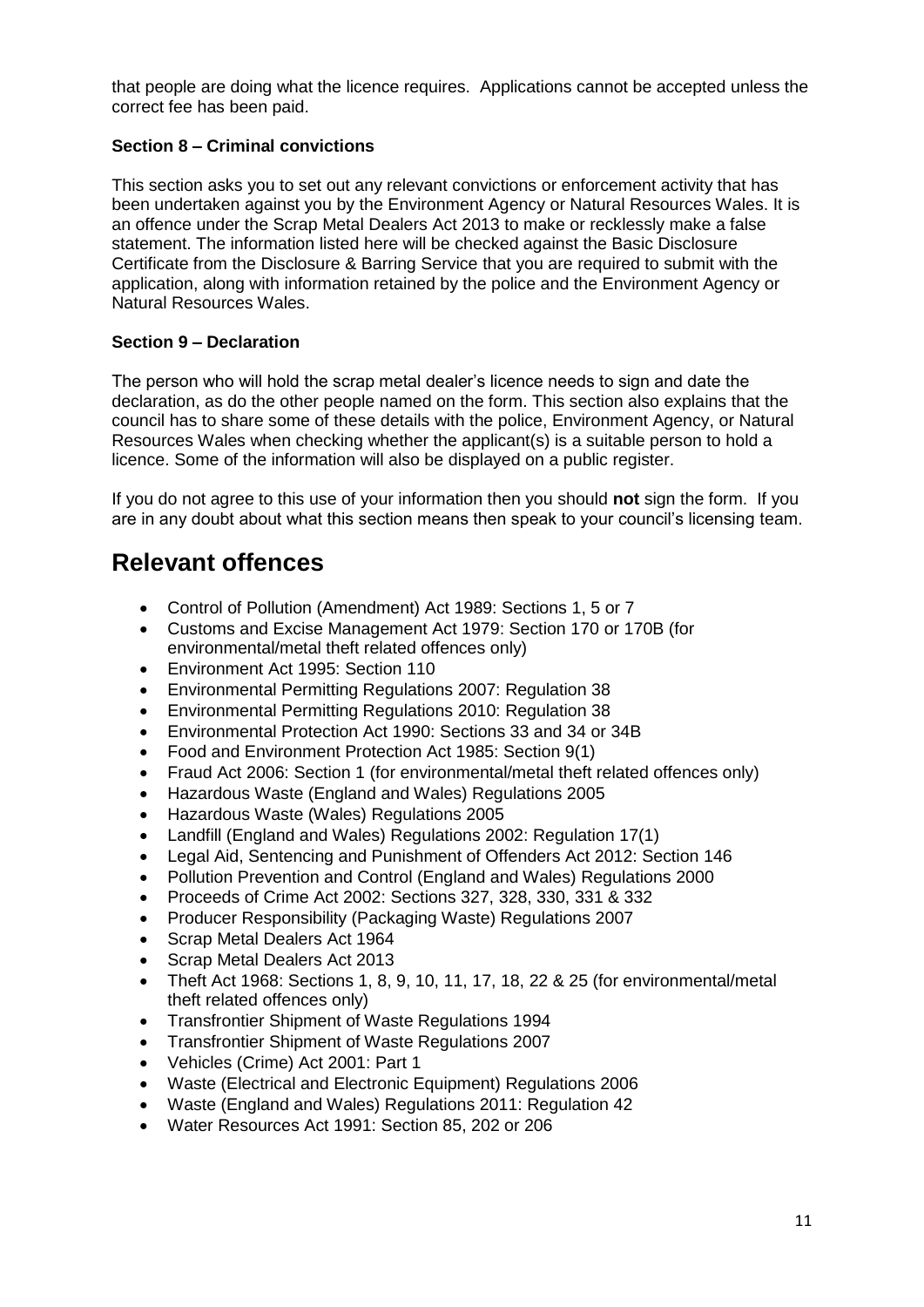that people are doing what the licence requires. Applications cannot be accepted unless the correct fee has been paid.

### Section 8 – Criminal convictions

This section asks you to set out any relevant convictions or enforcement activity that has been undertaken against you by the Environment Agency or Natural Resources Wales. It is an offence under the Scrap Metal Dealers Act 2013 to make or recklessly make a false statement. The information listed here will be checked against the Basic Disclosure Certificate from the Disclosure & Barring Service that you are required to submit with the application, along with information retained by the police and the Environment Agency or Natural Resources Wales.

### Section 9 – Declaration

The person who will hold the scrap metal dealer's licence needs to sign and date the declaration, as do the other people named on the form. This section also explains that the council has to share some of these details with the police, Environment Agency, or Natural Resources Wales when checking whether the applicant(s) is a suitable person to hold a licence. Some of the information will also be displayed on a public register.

If you do not agree to this use of your information then you should **not** sign the form. If you are in any doubt about what this section means then speak to your council's licensing team.

## Relevant offences

- Control of Pollution (Amendment) Act 1989: Sections 1, 5 or 7
- Customs and Excise Management Act 1979: Section 170 or 170B (for environmental/metal theft related offences only)
- Environment Act 1995: Section 110
- Environmental Permitting Regulations 2007: Regulation 38
- Environmental Permitting Regulations 2010: Regulation 38
- Environmental Protection Act 1990: Sections 33 and 34 or 34B
- Food and Environment Protection Act 1985: Section 9(1)
- Fraud Act 2006: Section 1 (for environmental/metal theft related offences only)
- Hazardous Waste (England and Wales) Regulations 2005
- Hazardous Waste (Wales) Regulations 2005
- Landfill (England and Wales) Regulations 2002: Regulation 17(1)
- Legal Aid, Sentencing and Punishment of Offenders Act 2012: Section 146
- Pollution Prevention and Control (England and Wales) Regulations 2000
- Proceeds of Crime Act 2002: Sections 327, 328, 330, 331 & 332
- Producer Responsibility (Packaging Waste) Regulations 2007
- Scrap Metal Dealers Act 1964
- Scrap Metal Dealers Act 2013
- Theft Act 1968: Sections 1, 8, 9, 10, 11, 17, 18, 22 & 25 (for environmental/metal theft related offences only)
- Transfrontier Shipment of Waste Regulations 1994
- Transfrontier Shipment of Waste Regulations 2007
- Vehicles (Crime) Act 2001: Part 1
- Waste (Electrical and Electronic Equipment) Regulations 2006
- Waste (England and Wales) Regulations 2011: Regulation 42
- Water Resources Act 1991: Section 85, 202 or 206